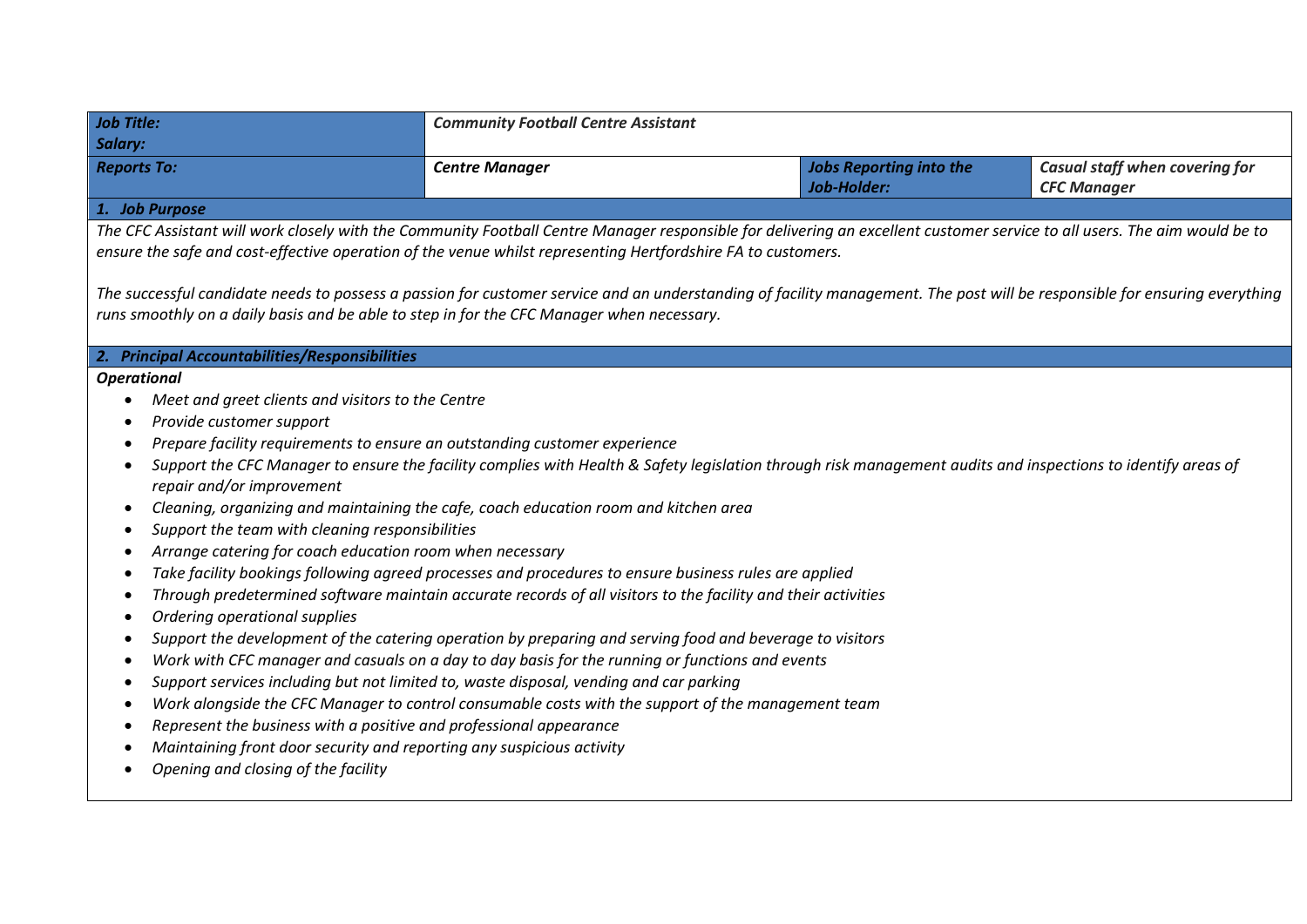| ***Job Title:*** <br> ***Salary:*** | ***Community Football Centre Assistant*** | | |
|---|---|---|---|
| ***Reports To:*** | ***Centre Manager*** | ***Jobs Reporting into the Job-Holder:*** | ***Casual staff when covering for CFC Manager*** |

### *1. Job Purpose*

*The CFC Assistant will work closely with the Community Football Centre Manager responsible for delivering an excellent customer service to all users. The aim would be to ensure the safe and cost-effective operation of the venue whilst representing Hertfordshire FA to customers.*

*The successful candidate needs to possess a passion for customer service and an understanding of facility management. The post will be responsible for ensuring everything runs smoothly on a daily basis and be able to step in for the CFC Manager when necessary.*

### *2. Principal Accountabilities/Responsibilities*

***Operational***

- *Meet and greet clients and visitors to the Centre*
- *Provide customer support*
- *Prepare facility requirements to ensure an outstanding customer experience*
- *Support the CFC Manager to ensure the facility complies with Health & Safety legislation through risk management audits and inspections to identify areas of repair and/or improvement*
- *Cleaning, organizing and maintaining the cafe, coach education room and kitchen area*
- *Support the team with cleaning responsibilities*
- *Arrange catering for coach education room when necessary*
- *Take facility bookings following agreed processes and procedures to ensure business rules are applied*
- *Through predetermined software maintain accurate records of all visitors to the facility and their activities*
- *Ordering operational supplies*
- *Support the development of the catering operation by preparing and serving food and beverage to visitors*
- *Work with CFC manager and casuals on a day to day basis for the running or functions and events*
- *Support services including but not limited to, waste disposal, vending and car parking*
- *Work alongside the CFC Manager to control consumable costs with the support of the management team*
- *Represent the business with a positive and professional appearance*
- *Maintaining front door security and reporting any suspicious activity*
- *Opening and closing of the facility*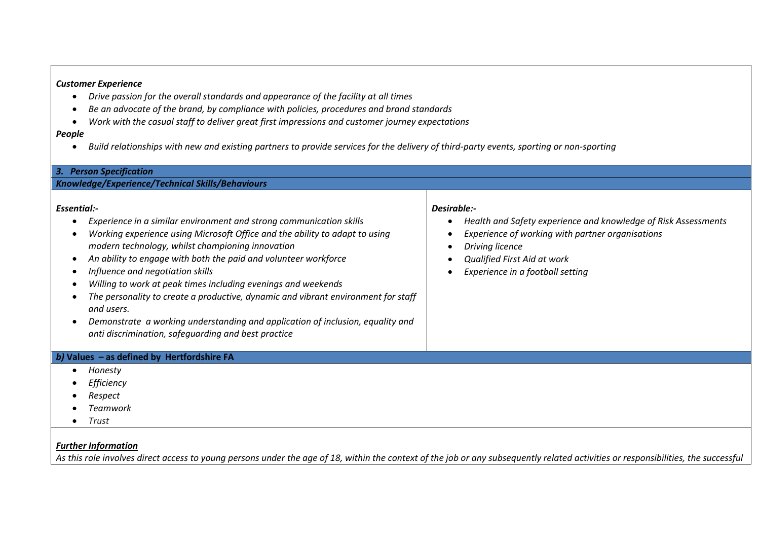***Customer Experience***

- *Drive passion for the overall standards and appearance of the facility at all times*
- *Be an advocate of the brand, by compliance with policies, procedures and brand standards*
- *Work with the casual staff to deliver great first impressions and customer journey expectations*

***People***

- *Build relationships with new and existing partners to provide services for the delivery of third-party events, sporting or non-sporting*

## *3. Person Specification*

### *Knowledge/Experience/Technical Skills/Behaviours*

| ***Essential:-*** | ***Desirable:-*** |
|---|---|
| • *Experience in a similar environment and strong communication skills*<br>• *Working experience using Microsoft Office and the ability to adapt to using modern technology, whilst championing innovation*<br>• *An ability to engage with both the paid and volunteer workforce*<br>• *Influence and negotiation skills*<br>• *Willing to work at peak times including evenings and weekends*<br>• *The personality to create a productive, dynamic and vibrant environment for staff and users.*<br>• *Demonstrate a working understanding and application of inclusion, equality and anti discrimination, safeguarding and best practice* | • *Health and Safety experience and knowledge of Risk Assessments*<br>• *Experience of working with partner organisations*<br>• *Driving licence*<br>• *Qualified First Aid at work*<br>• *Experience in a football setting* |

### ***b)*** **Values – as defined by Hertfordshire FA**

- *Honesty*
- *Efficiency*
- *Respect*
- *Teamwork*
- *Trust*

***Further Information***

*As this role involves direct access to young persons under the age of 18, within the context of the job or any subsequently related activities or responsibilities, the successful*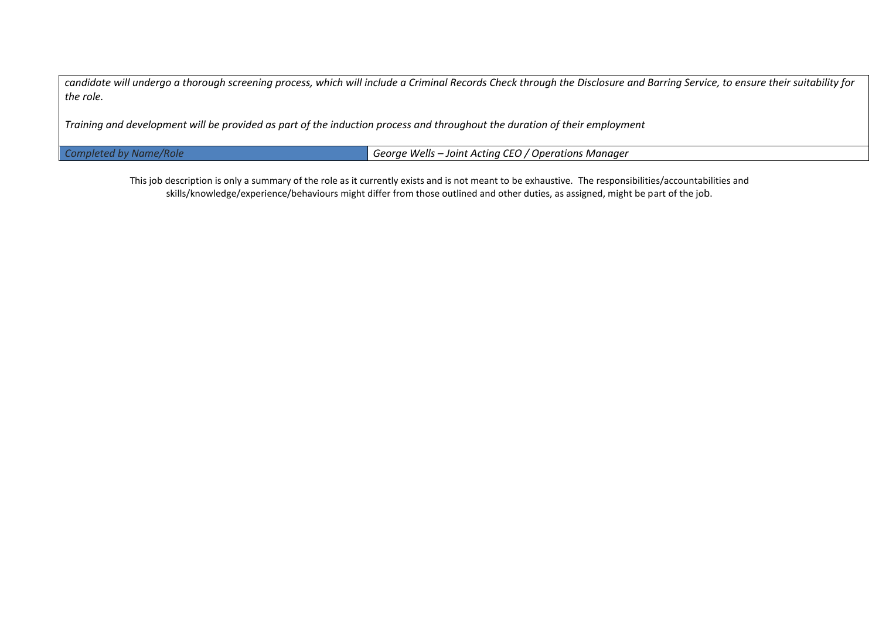*candidate will undergo a thorough screening process, which will include a Criminal Records Check through the Disclosure and Barring Service, to ensure their suitability for the role.*

*Training and development will be provided as part of the induction process and throughout the duration of their employment*

| | |
|---|---|
| *Completed by Name/Role* | *George Wells – Joint Acting CEO / Operations Manager* |

This job description is only a summary of the role as it currently exists and is not meant to be exhaustive. The responsibilities/accountabilities and skills/knowledge/experience/behaviours might differ from those outlined and other duties, as assigned, might be part of the job.